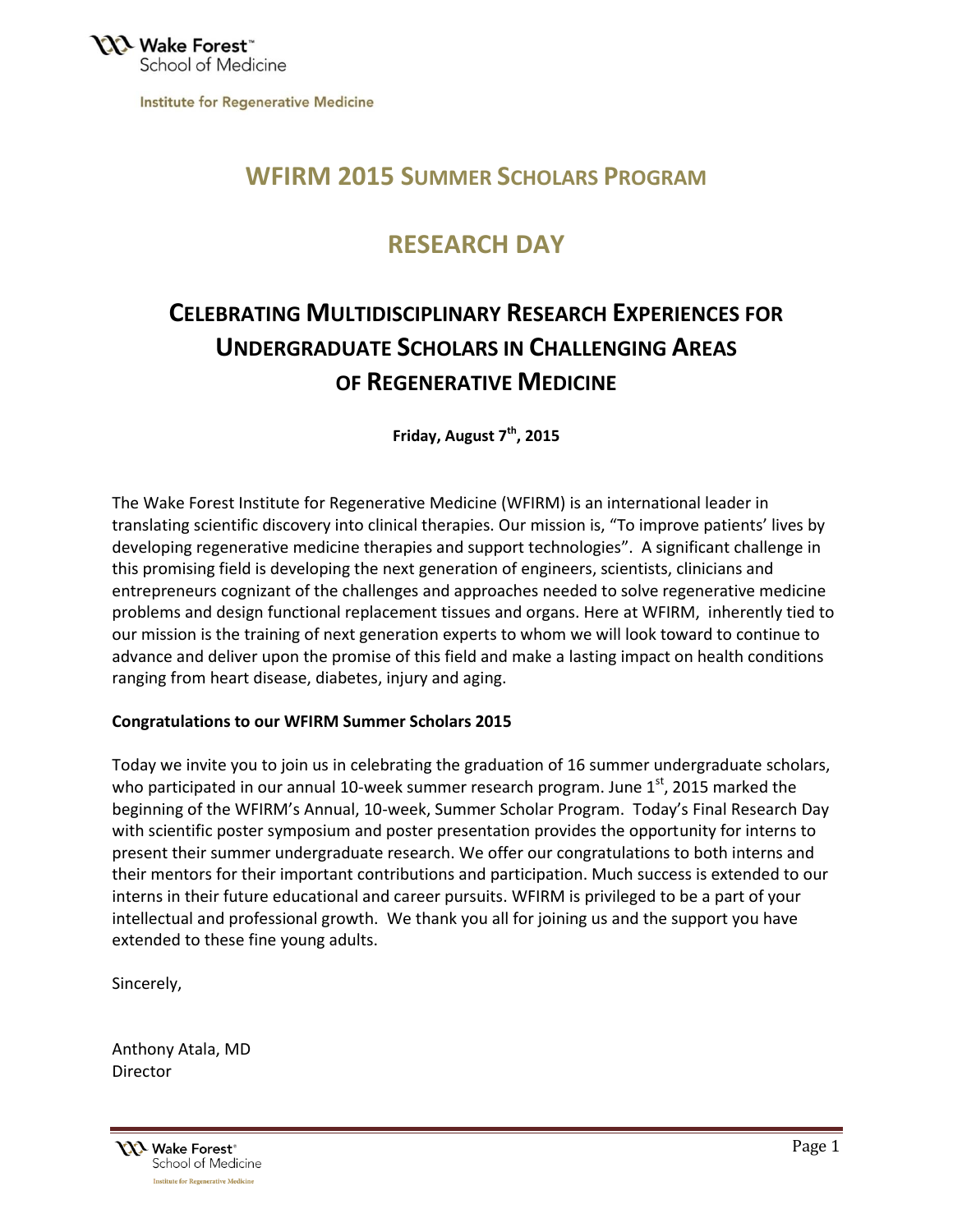Wake Forest™ School of Medicine

Institute for Regenerative Medicine

# WFIRM 2015 SUMMER SCHOLARS PROGRAM

# RESEARCH DAY

## CELEBRATING MULTIDISCIPLINARY RESEARCH EXPERIENCES FOR UNDERGRADUATE SCHOLARS IN CHALLENGING AREAS OF REGENERATIVE MEDICINE

**Friday, August 7th, 2015**

The Wake Forest Institute for Regenerative Medicine (WFIRM) is an international leader in translating scientific discovery into clinical therapies. Our mission is, "To improve patients' lives by developing regenerative medicine therapies and support technologies". A significant challenge in this promising field is developing the next generation of engineers, scientists, clinicians and entrepreneurs cognizant of the challenges and approaches needed to solve regenerative medicine problems and design functional replacement tissues and organs. Here at WFIRM, inherently tied to our mission is the training of next generation experts to whom we will look toward to continue to advance and deliver upon the promise of this field and make a lasting impact on health conditions ranging from heart disease, diabetes, injury and aging.

**Congratulations to our WFIRM Summer Scholars 2015**

Today we invite you to join us in celebrating the graduation of 16 summer undergraduate scholars, who participated in our annual 10-week summer research program. June 1st, 2015 marked the beginning of the WFIRM's Annual, 10-week, Summer Scholar Program. Today's Final Research Day with scientific poster symposium and poster presentation provides the opportunity for interns to present their summer undergraduate research. We offer our congratulations to both interns and their mentors for their important contributions and participation. Much success is extended to our interns in their future educational and career pursuits. WFIRM is privileged to be a part of your intellectual and professional growth. We thank you all for joining us and the support you have extended to these fine young adults.

Sincerely,

Anthony Atala, MD
Director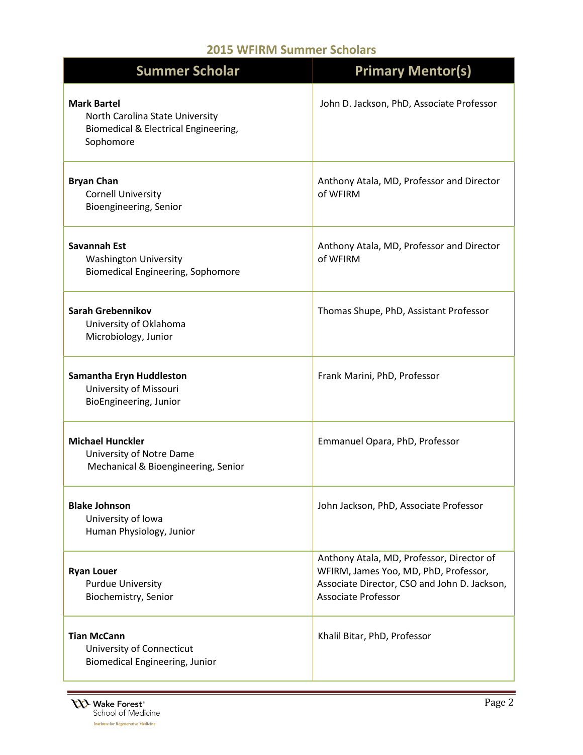## 2015 WFIRM Summer Scholars

| Summer Scholar | Primary Mentor(s) |
| --- | --- |
| **Mark Bartel**<br>North Carolina State University<br>Biomedical & Electrical Engineering, Sophomore | John D. Jackson, PhD, Associate Professor |
| **Bryan Chan**<br>Cornell University<br>Bioengineering, Senior | Anthony Atala, MD, Professor and Director of WFIRM |
| **Savannah Est**<br>Washington University<br>Biomedical Engineering, Sophomore | Anthony Atala, MD, Professor and Director of WFIRM |
| **Sarah Grebennikov**<br>University of Oklahoma<br>Microbiology, Junior | Thomas Shupe, PhD, Assistant Professor |
| **Samantha Eryn Huddleston**<br>University of Missouri<br>BioEngineering, Junior | Frank Marini, PhD, Professor |
| **Michael Hunckler**<br>University of Notre Dame<br>Mechanical & Bioengineering, Senior | Emmanuel Opara, PhD, Professor |
| **Blake Johnson**<br>University of Iowa<br>Human Physiology, Junior | John Jackson, PhD, Associate Professor |
| **Ryan Louer**<br>Purdue University<br>Biochemistry, Senior | Anthony Atala, MD, Professor, Director of WFIRM, James Yoo, MD, PhD, Professor, Associate Director, CSO and John D. Jackson, Associate Professor |
| **Tian McCann**<br>University of Connecticut<br>Biomedical Engineering, Junior | Khalil Bitar, PhD, Professor |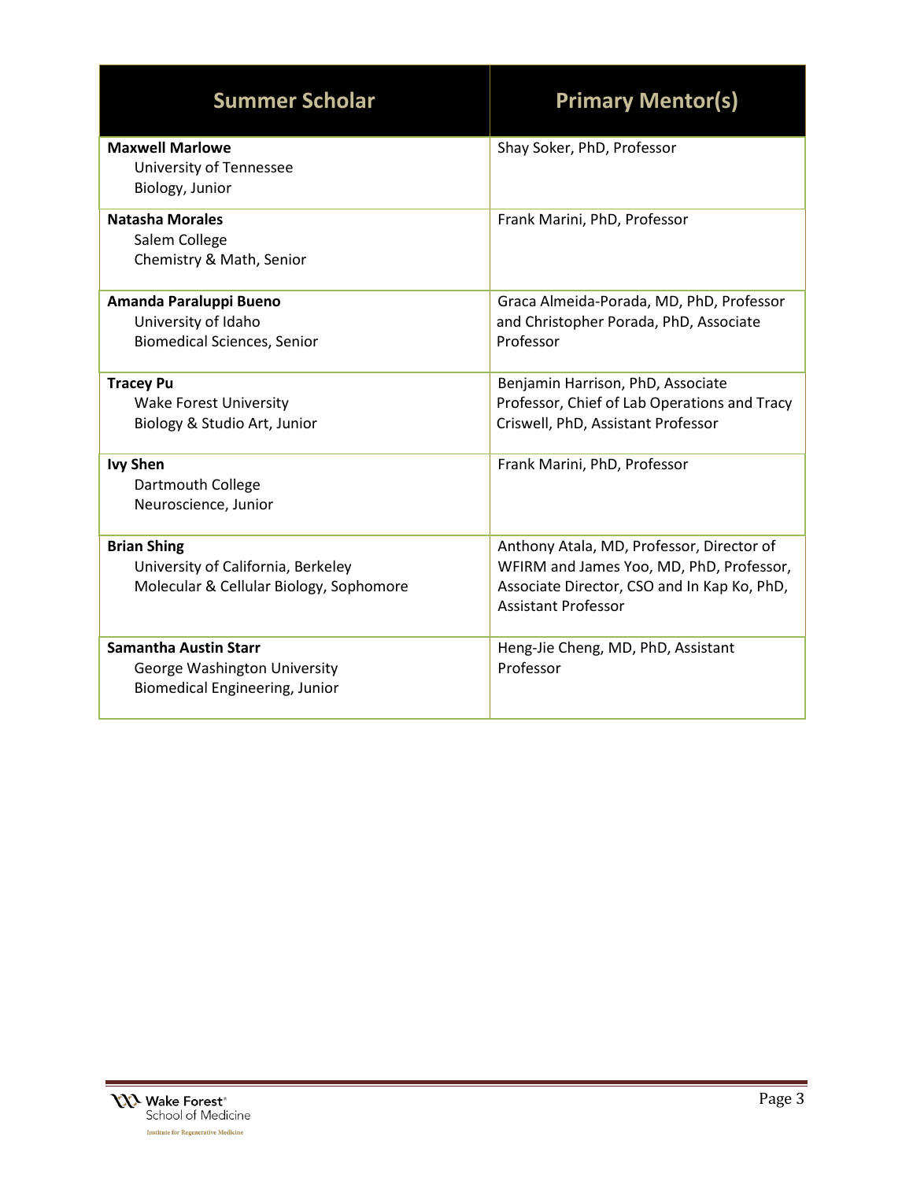| Summer Scholar | Primary Mentor(s) |
| --- | --- |
| **Maxwell Marlowe**<br>University of Tennessee<br>Biology, Junior | Shay Soker, PhD, Professor |
| **Natasha Morales**<br>Salem College<br>Chemistry & Math, Senior | Frank Marini, PhD, Professor |
| **Amanda Paraluppi Bueno**<br>University of Idaho<br>Biomedical Sciences, Senior | Graca Almeida-Porada, MD, PhD, Professor and Christopher Porada, PhD, Associate Professor |
| **Tracey Pu**<br>Wake Forest University<br>Biology & Studio Art, Junior | Benjamin Harrison, PhD, Associate Professor, Chief of Lab Operations and Tracy Criswell, PhD, Assistant Professor |
| **Ivy Shen**<br>Dartmouth College<br>Neuroscience, Junior | Frank Marini, PhD, Professor |
| **Brian Shing**<br>University of California, Berkeley<br>Molecular & Cellular Biology, Sophomore | Anthony Atala, MD, Professor, Director of WFIRM and James Yoo, MD, PhD, Professor, Associate Director, CSO and In Kap Ko, PhD, Assistant Professor |
| **Samantha Austin Starr**<br>George Washington University<br>Biomedical Engineering, Junior | Heng-Jie Cheng, MD, PhD, Assistant Professor |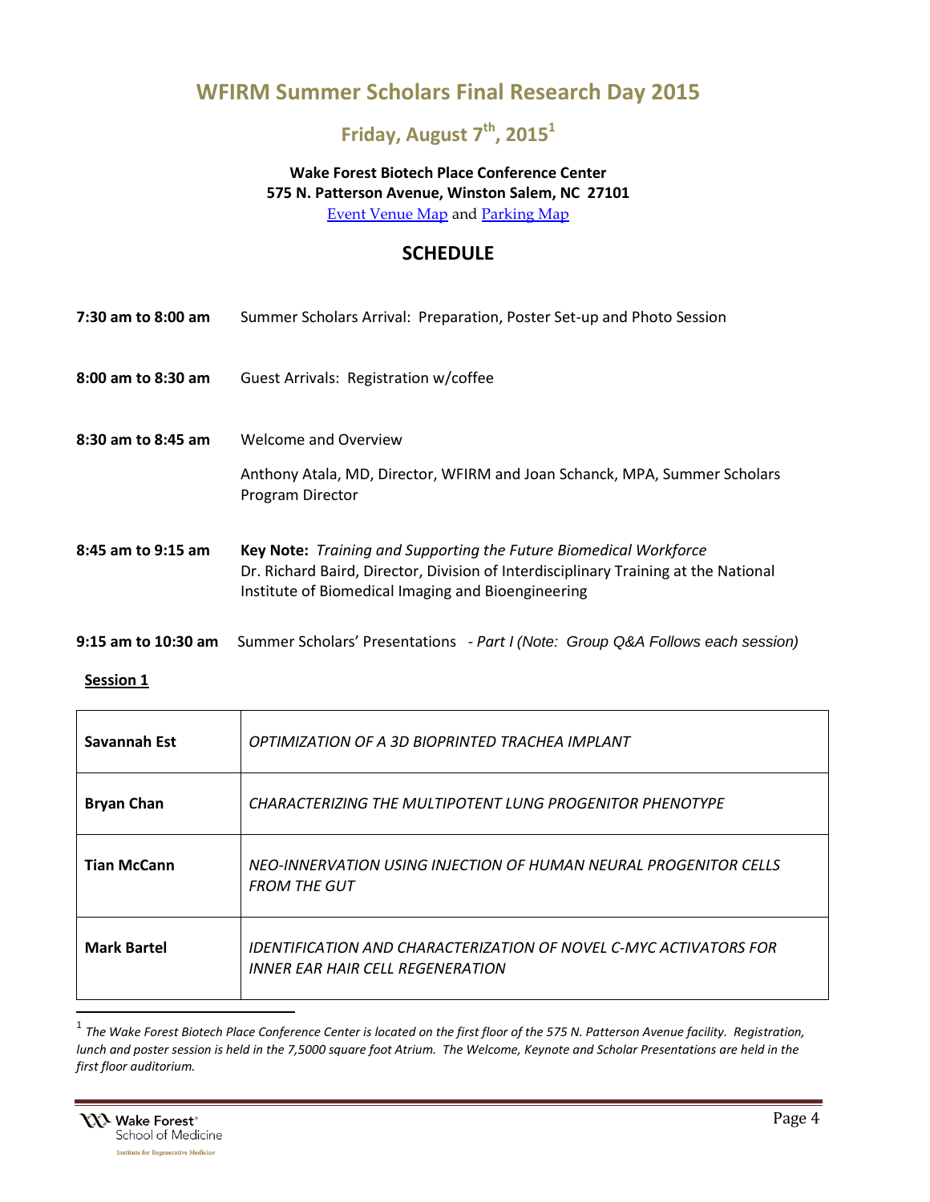# WFIRM Summer Scholars Final Research Day 2015

## Friday, August 7th, 2015[1]

**Wake Forest Biotech Place Conference Center**
**575 N. Patterson Avenue, Winston Salem, NC 27101**
[Event Venue Map]() and [Parking Map]()

## SCHEDULE

**7:30 am to 8:00 am** Summer Scholars Arrival: Preparation, Poster Set-up and Photo Session

**8:00 am to 8:30 am** Guest Arrivals: Registration w/coffee

**8:30 am to 8:45 am** Welcome and Overview

Anthony Atala, MD, Director, WFIRM and Joan Schanck, MPA, Summer Scholars Program Director

**8:45 am to 9:15 am** **Key Note:** *Training and Supporting the Future Biomedical Workforce*
Dr. Richard Baird, Director, Division of Interdisciplinary Training at the National Institute of Biomedical Imaging and Bioengineering

**9:15 am to 10:30 am** Summer Scholars' Presentations *- Part I (Note: Group Q&A Follows each session)*

**Session 1**

| | |
|---|---|
| **Savannah Est** | *OPTIMIZATION OF A 3D BIOPRINTED TRACHEA IMPLANT* |
| **Bryan Chan** | *CHARACTERIZING THE MULTIPOTENT LUNG PROGENITOR PHENOTYPE* |
| **Tian McCann** | *NEO-INNERVATION USING INJECTION OF HUMAN NEURAL PROGENITOR CELLS FROM THE GUT* |
| **Mark Bartel** | *IDENTIFICATION AND CHARACTERIZATION OF NOVEL C-MYC ACTIVATORS FOR INNER EAR HAIR CELL REGENERATION* |

[1] *The Wake Forest Biotech Place Conference Center is located on the first floor of the 575 N. Patterson Avenue facility. Registration, lunch and poster session is held in the 7,5000 square foot Atrium. The Welcome, Keynote and Scholar Presentations are held in the first floor auditorium.*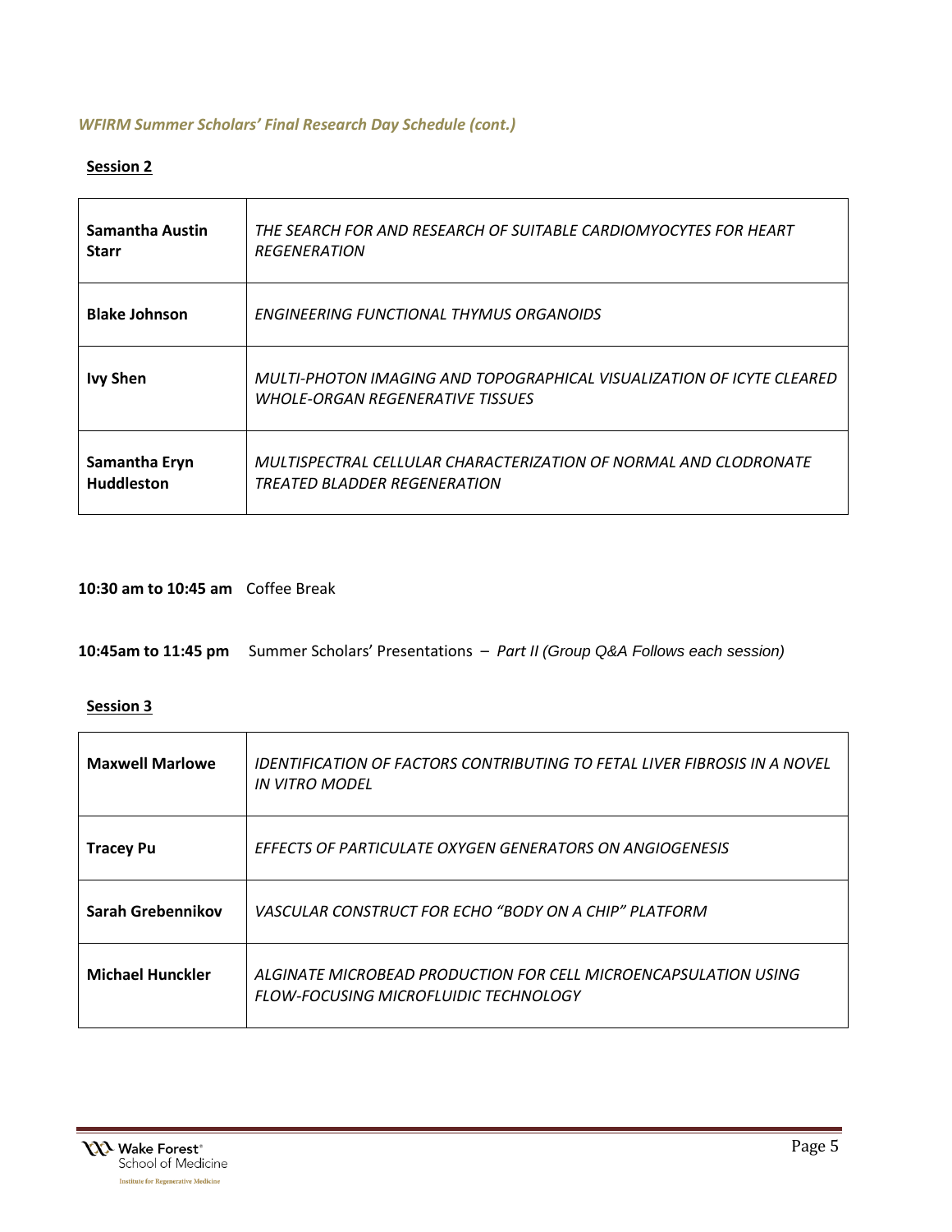*WFIRM Summer Scholars' Final Research Day Schedule (cont.)*

**Session 2**

| | |
|---|---|
| **Samantha Austin Starr** | *THE SEARCH FOR AND RESEARCH OF SUITABLE CARDIOMYOCYTES FOR HEART REGENERATION* |
| **Blake Johnson** | *ENGINEERING FUNCTIONAL THYMUS ORGANOIDS* |
| **Ivy Shen** | *MULTI-PHOTON IMAGING AND TOPOGRAPHICAL VISUALIZATION OF ICYTE CLEARED WHOLE-ORGAN REGENERATIVE TISSUES* |
| **Samantha Eryn Huddleston** | *MULTISPECTRAL CELLULAR CHARACTERIZATION OF NORMAL AND CLODRONATE TREATED BLADDER REGENERATION* |

**10:30 am to 10:45 am** Coffee Break

**10:45am to 11:45 pm** Summer Scholars' Presentations – *Part II (Group Q&A Follows each session)*

**Session 3**

| | |
|---|---|
| **Maxwell Marlowe** | *IDENTIFICATION OF FACTORS CONTRIBUTING TO FETAL LIVER FIBROSIS IN A NOVEL IN VITRO MODEL* |
| **Tracey Pu** | *EFFECTS OF PARTICULATE OXYGEN GENERATORS ON ANGIOGENESIS* |
| **Sarah Grebennikov** | *VASCULAR CONSTRUCT FOR ECHO "BODY ON A CHIP" PLATFORM* |
| **Michael Hunckler** | *ALGINATE MICROBEAD PRODUCTION FOR CELL MICROENCAPSULATION USING FLOW-FOCUSING MICROFLUIDIC TECHNOLOGY* |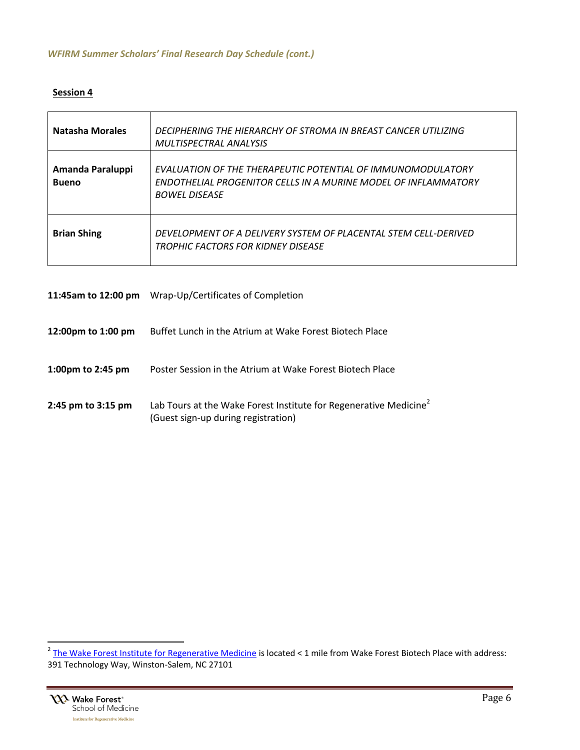*WFIRM Summer Scholars' Final Research Day Schedule (cont.)*

**Session 4**

| | |
|---|---|
| **Natasha Morales** | *DECIPHERING THE HIERARCHY OF STROMA IN BREAST CANCER UTILIZING MULTISPECTRAL ANALYSIS* |
| **Amanda Paraluppi Bueno** | *EVALUATION OF THE THERAPEUTIC POTENTIAL OF IMMUNOMODULATORY ENDOTHELIAL PROGENITOR CELLS IN A MURINE MODEL OF INFLAMMATORY BOWEL DISEASE* |
| **Brian Shing** | *DEVELOPMENT OF A DELIVERY SYSTEM OF PLACENTAL STEM CELL-DERIVED TROPHIC FACTORS FOR KIDNEY DISEASE* |

| | |
|---|---|
| **11:45am to 12:00 pm** | Wrap-Up/Certificates of Completion |
| **12:00pm to 1:00 pm** | Buffet Lunch in the Atrium at Wake Forest Biotech Place |
| **1:00pm to 2:45 pm** | Poster Session in the Atrium at Wake Forest Biotech Place |
| **2:45 pm to 3:15 pm** | Lab Tours at the Wake Forest Institute for Regenerative Medicine[2] (Guest sign-up during registration) |

[2] The Wake Forest Institute for Regenerative Medicine is located < 1 mile from Wake Forest Biotech Place with address: 391 Technology Way, Winston-Salem, NC 27101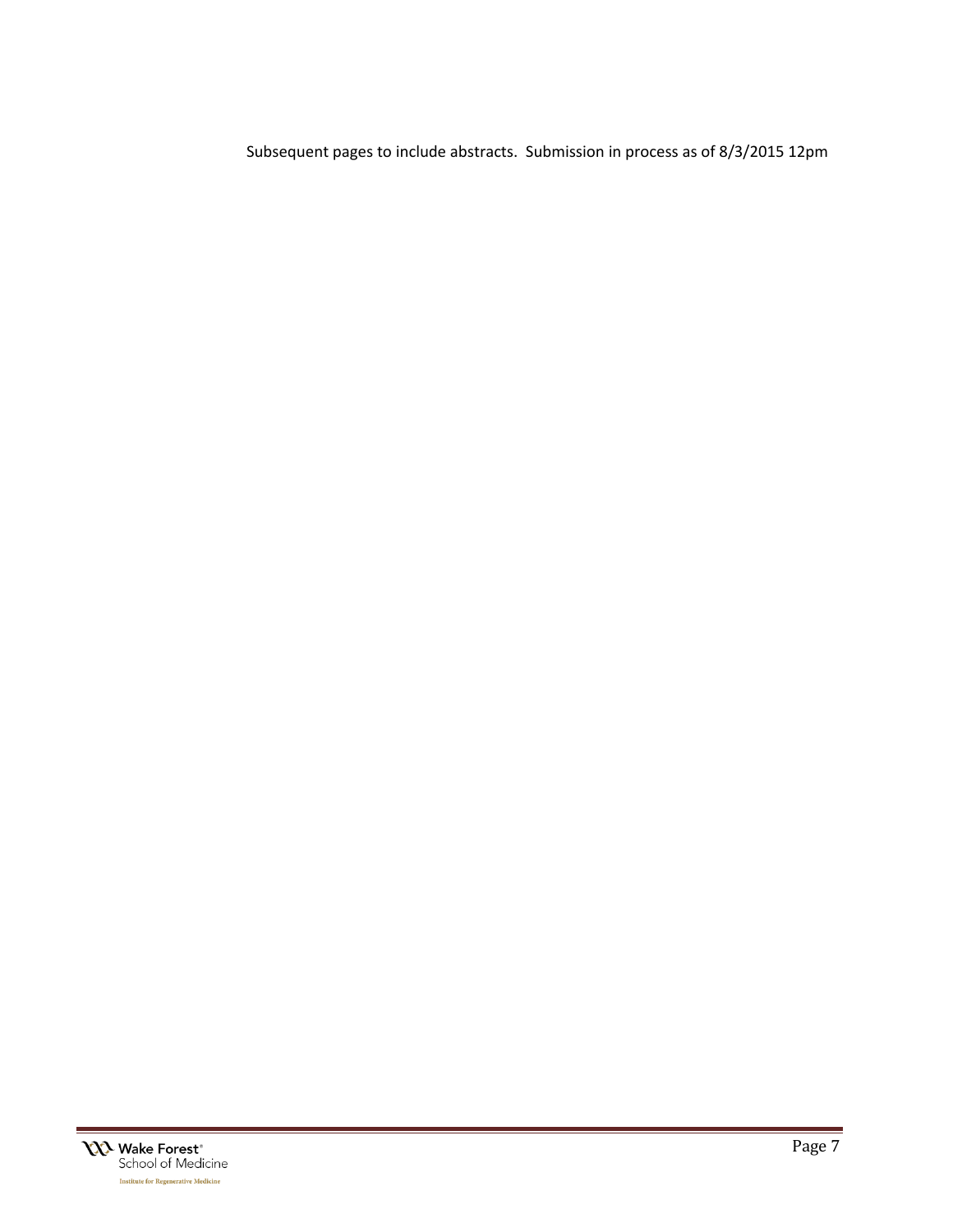Subsequent pages to include abstracts. Submission in process as of 8/3/2015 12pm